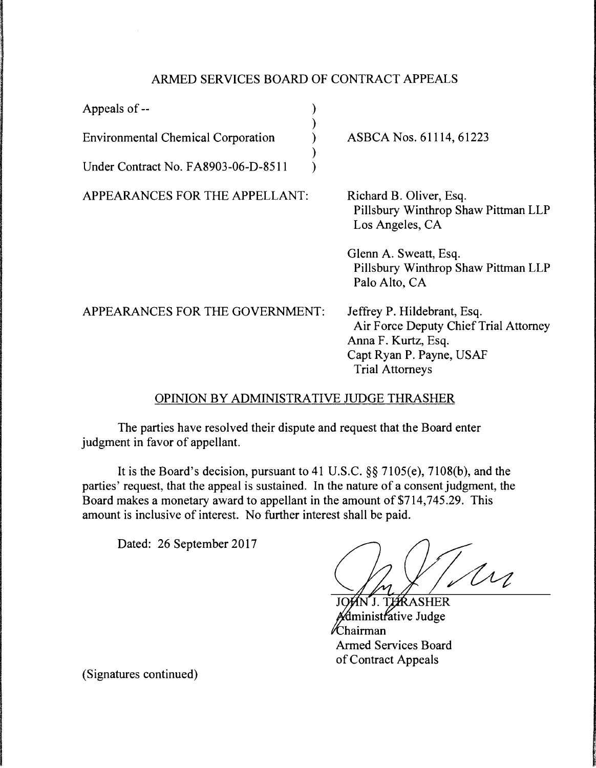ARMED SERVICES BOARD OF CONTRACT APPEALS

| | | |
|---|---|---|
| Appeals of -- | ) | |
| | ) | |
| Environmental Chemical Corporation | ) | ASBCA Nos. 61114, 61223 |
| | ) | |
| Under Contract No. FA8903-06-D-8511 | ) | |

APPEARANCES FOR THE APPELLANT:

Richard B. Oliver, Esq.
Pillsbury Winthrop Shaw Pittman LLP
Los Angeles, CA

Glenn A. Sweatt, Esq.
Pillsbury Winthrop Shaw Pittman LLP
Palo Alto, CA

APPEARANCES FOR THE GOVERNMENT:

Jeffrey P. Hildebrant, Esq.
Air Force Deputy Chief Trial Attorney
Anna F. Kurtz, Esq.
Capt Ryan P. Payne, USAF
Trial Attorneys

OPINION BY ADMINISTRATIVE JUDGE THRASHER

The parties have resolved their dispute and request that the Board enter judgment in favor of appellant.

It is the Board's decision, pursuant to 41 U.S.C. §§ 7105(e), 7108(b), and the parties' request, that the appeal is sustained. In the nature of a consent judgment, the Board makes a monetary award to appellant in the amount of $714,745.29. This amount is inclusive of interest. No further interest shall be paid.

Dated: 26 September 2017

JOHN J. THRASHER
Administrative Judge
Chairman
Armed Services Board
of Contract Appeals

(Signatures continued)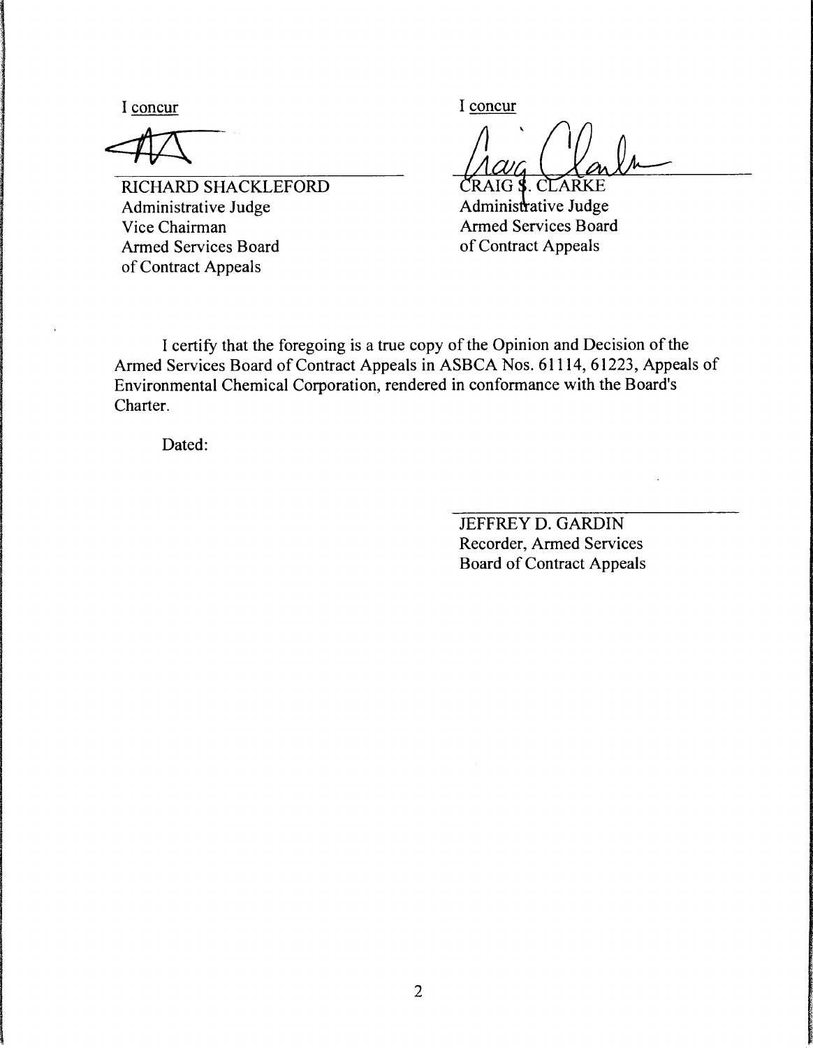I concur

RICHARD SHACKLEFORD
Administrative Judge
Vice Chairman
Armed Services Board
of Contract Appeals

I concur

CRAIG S. CLARKE
Administrative Judge
Armed Services Board
of Contract Appeals

I certify that the foregoing is a true copy of the Opinion and Decision of the Armed Services Board of Contract Appeals in ASBCA Nos. 61114, 61223, Appeals of Environmental Chemical Corporation, rendered in conformance with the Board's Charter.

Dated:

JEFFREY D. GARDIN
Recorder, Armed Services
Board of Contract Appeals